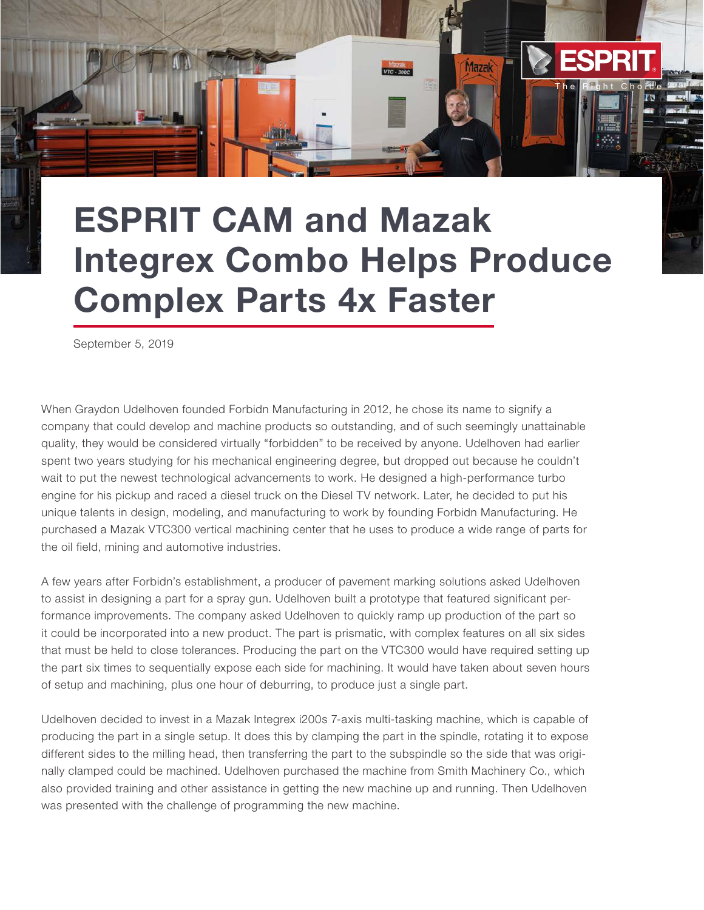# ESPRIT CAM and Mazak Integrex Combo Helps Produce Complex Parts 4x Faster

September 5, 2019

When Graydon Udelhoven founded Forbidn Manufacturing in 2012, he chose its name to signify a company that could develop and machine products so outstanding, and of such seemingly unattainable quality, they would be considered virtually "forbidden" to be received by anyone. Udelhoven had earlier spent two years studying for his mechanical engineering degree, but dropped out because he couldn't wait to put the newest technological advancements to work. He designed a high-performance turbo engine for his pickup and raced a diesel truck on the Diesel TV network. Later, he decided to put his unique talents in design, modeling, and manufacturing to work by founding Forbidn Manufacturing. He purchased a Mazak VTC300 vertical machining center that he uses to produce a wide range of parts for the oil field, mining and automotive industries.

A few years after Forbidn's establishment, a producer of pavement marking solutions asked Udelhoven to assist in designing a part for a spray gun. Udelhoven built a prototype that featured significant performance improvements. The company asked Udelhoven to quickly ramp up production of the part so it could be incorporated into a new product. The part is prismatic, with complex features on all six sides that must be held to close tolerances. Producing the part on the VTC300 would have required setting up the part six times to sequentially expose each side for machining. It would have taken about seven hours of setup and machining, plus one hour of deburring, to produce just a single part.

Udelhoven decided to invest in a Mazak Integrex i200s 7-axis multi-tasking machine, which is capable of producing the part in a single setup. It does this by clamping the part in the spindle, rotating it to expose different sides to the milling head, then transferring the part to the subspindle so the side that was originally clamped could be machined. Udelhoven purchased the machine from Smith Machinery Co., which also provided training and other assistance in getting the new machine up and running. Then Udelhoven was presented with the challenge of programming the new machine.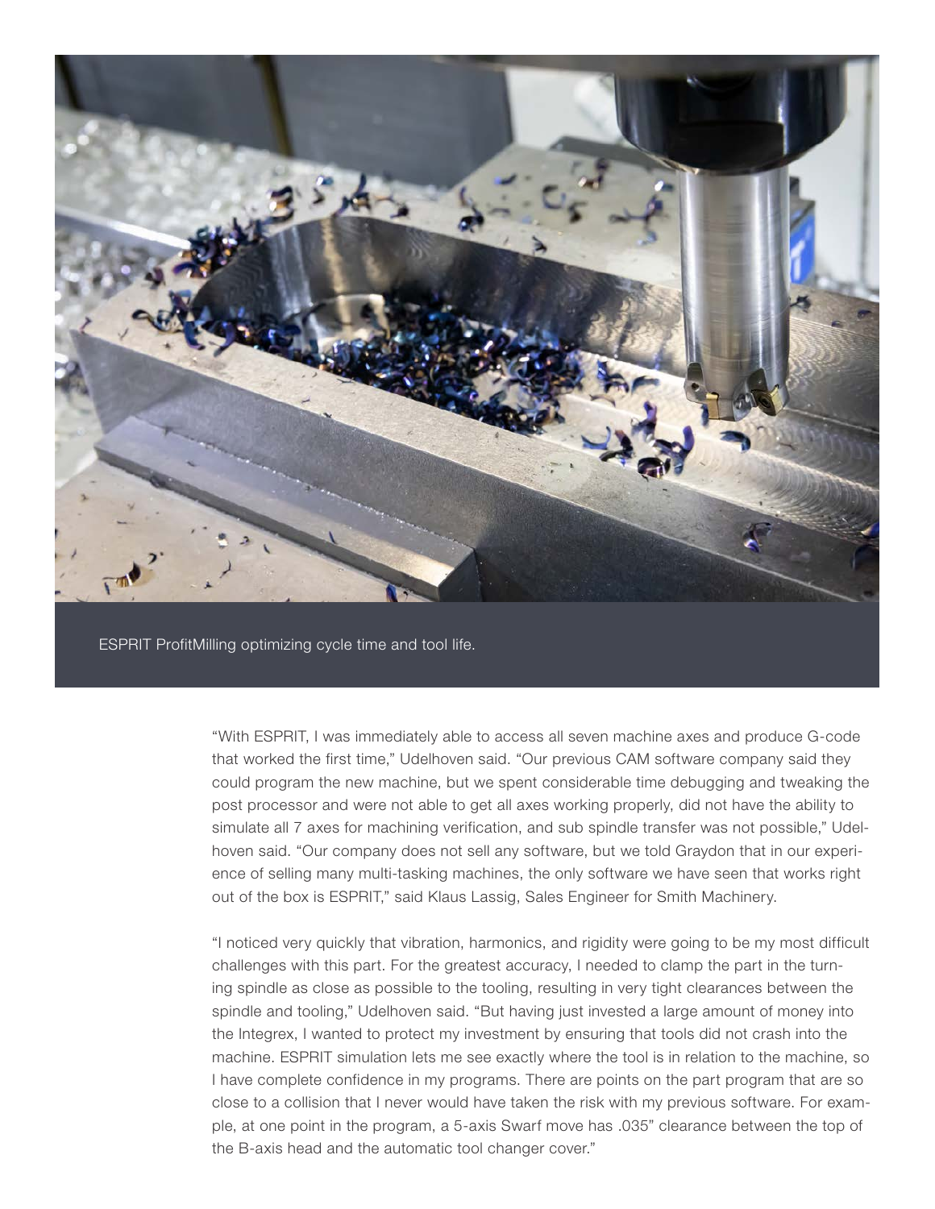ESPRIT ProfitMilling optimizing cycle time and tool life.

"With ESPRIT, I was immediately able to access all seven machine axes and produce G-code that worked the first time," Udelhoven said. "Our previous CAM software company said they could program the new machine, but we spent considerable time debugging and tweaking the post processor and were not able to get all axes working properly, did not have the ability to simulate all 7 axes for machining verification, and sub spindle transfer was not possible," Udelhoven said. "Our company does not sell any software, but we told Graydon that in our experience of selling many multi-tasking machines, the only software we have seen that works right out of the box is ESPRIT," said Klaus Lassig, Sales Engineer for Smith Machinery.

"I noticed very quickly that vibration, harmonics, and rigidity were going to be my most difficult challenges with this part. For the greatest accuracy, I needed to clamp the part in the turning spindle as close as possible to the tooling, resulting in very tight clearances between the spindle and tooling," Udelhoven said. "But having just invested a large amount of money into the Integrex, I wanted to protect my investment by ensuring that tools did not crash into the machine. ESPRIT simulation lets me see exactly where the tool is in relation to the machine, so I have complete confidence in my programs. There are points on the part program that are so close to a collision that I never would have taken the risk with my previous software. For example, at one point in the program, a 5-axis Swarf move has .035" clearance between the top of the B-axis head and the automatic tool changer cover."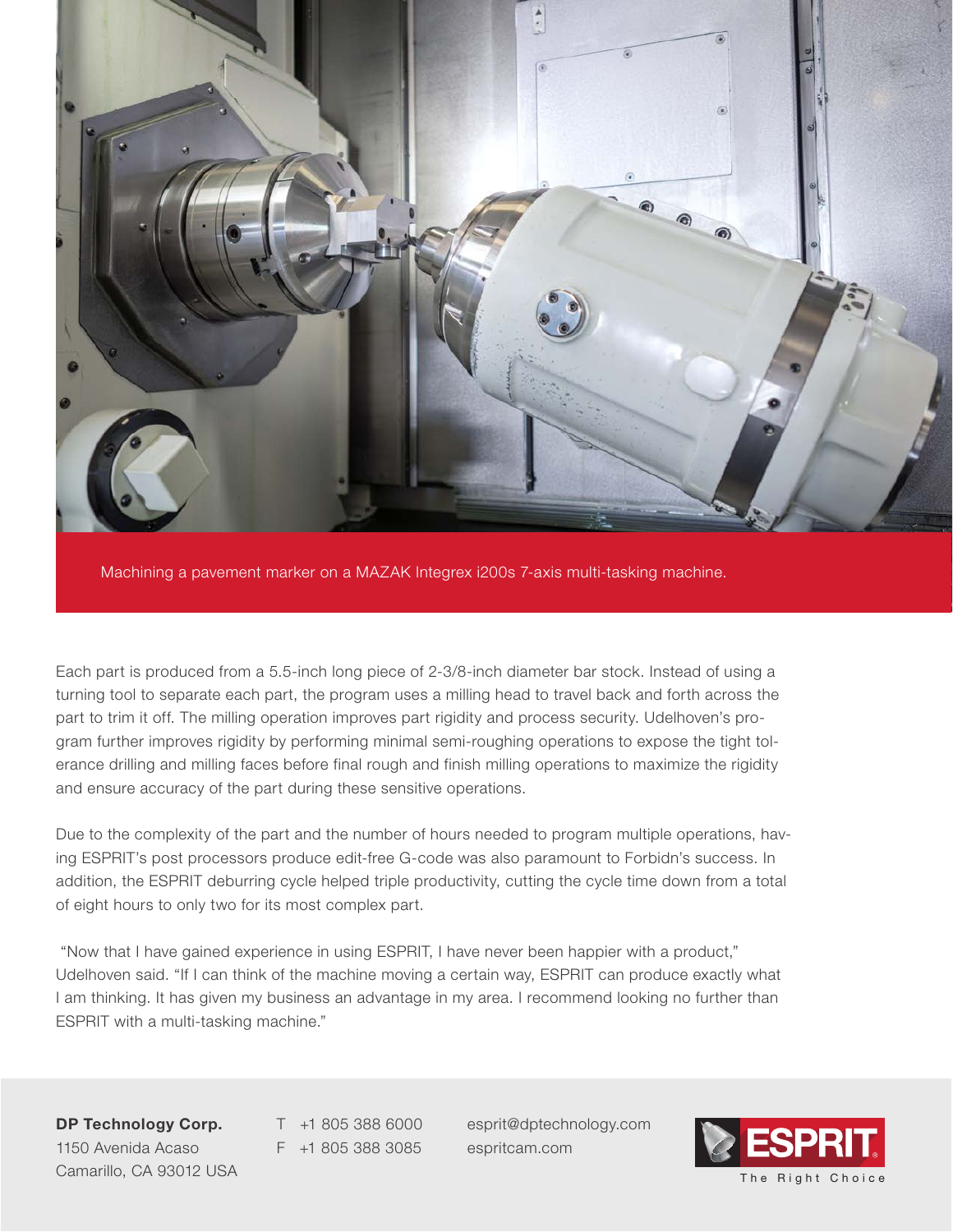Machining a pavement marker on a MAZAK Integrex i200s 7-axis multi-tasking machine.

Each part is produced from a 5.5-inch long piece of 2-3/8-inch diameter bar stock. Instead of using a turning tool to separate each part, the program uses a milling head to travel back and forth across the part to trim it off. The milling operation improves part rigidity and process security. Udelhoven's program further improves rigidity by performing minimal semi-roughing operations to expose the tight tolerance drilling and milling faces before final rough and finish milling operations to maximize the rigidity and ensure accuracy of the part during these sensitive operations.

Due to the complexity of the part and the number of hours needed to program multiple operations, having ESPRIT's post processors produce edit-free G-code was also paramount to Forbidn's success. In addition, the ESPRIT deburring cycle helped triple productivity, cutting the cycle time down from a total of eight hours to only two for its most complex part.

"Now that I have gained experience in using ESPRIT, I have never been happier with a product," Udelhoven said. "If I can think of the machine moving a certain way, ESPRIT can produce exactly what I am thinking. It has given my business an advantage in my area. I recommend looking no further than ESPRIT with a multi-tasking machine."

**DP Technology Corp.**
1150 Avenida Acaso
Camarillo, CA 93012 USA

T +1 805 388 6000
F +1 805 388 3085

esprit@dptechnology.com
espritcam.com

ESPRIT
The Right Choice